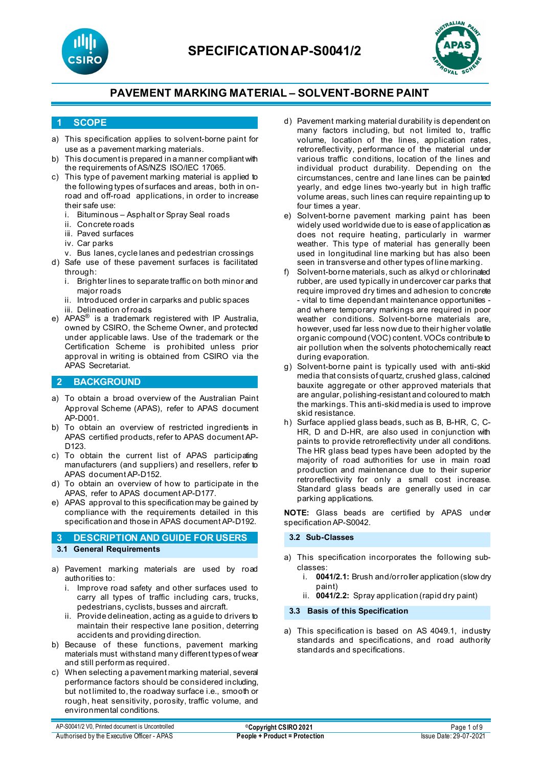# SPECIFICATION AP-S0041/2

## PAVEMENT MARKING MATERIAL – SOLVENT-BORNE PAINT

## 1 SCOPE

a) This specification applies to solvent-borne paint for use as a pavement marking materials.

b) This document is prepared in a manner compliant with the requirements of AS/NZS ISO/IEC 17065.

c) This type of pavement marking material is applied to the following types of surfaces and areas, both in on-road and off-road applications, in order to increase their safe use:
   i. Bituminous – Asphalt or Spray Seal roads
   ii. Concrete roads
   iii. Paved surfaces
   iv. Car parks
   v. Bus lanes, cycle lanes and pedestrian crossings

d) Safe use of these pavement surfaces is facilitated through:
   i. Brighter lines to separate traffic on both minor and major roads
   ii. Introduced order in carparks and public spaces
   iii. Delineation of roads

e) APAS® is a trademark registered with IP Australia, owned by CSIRO, the Scheme Owner, and protected under applicable laws. Use of the trademark or the Certification Scheme is prohibited unless prior approval in writing is obtained from CSIRO via the APAS Secretariat.

## 2 BACKGROUND

a) To obtain a broad overview of the Australian Paint Approval Scheme (APAS), refer to APAS document AP-D001.

b) To obtain an overview of restricted ingredients in APAS certified products, refer to APAS document AP-D123.

c) To obtain the current list of APAS participating manufacturers (and suppliers) and resellers, refer to APAS document AP-D152.

d) To obtain an overview of how to participate in the APAS, refer to APAS document AP-D177.

e) APAS approval to this specification may be gained by compliance with the requirements detailed in this specification and those in APAS document AP-D192.

## 3 DESCRIPTION AND GUIDE FOR USERS

### 3.1 General Requirements

a) Pavement marking materials are used by road authorities to:
   i. Improve road safety and other surfaces used to carry all types of traffic including cars, trucks, pedestrians, cyclists, busses and aircraft.
   ii. Provide delineation, acting as a guide to drivers to maintain their respective lane position, deterring accidents and providing direction.

b) Because of these functions, pavement marking materials must withstand many different types of wear and still perform as required.

c) When selecting a pavement marking material, several performance factors should be considered including, but not limited to, the roadway surface i.e., smooth or rough, heat sensitivity, porosity, traffic volume, and environmental conditions.

d) Pavement marking material durability is dependent on many factors including, but not limited to, traffic volume, location of the lines, application rates, retroreflectivity, performance of the material under various traffic conditions, location of the lines and individual product durability. Depending on the circumstances, centre and lane lines can be painted yearly, and edge lines two-yearly but in high traffic volume areas, such lines can require repainting up to four times a year.

e) Solvent-borne pavement marking paint has been widely used worldwide due to is ease of application as does not require heating, particularly in warmer weather. This type of material has generally been used in longitudinal line marking but has also been seen in transverse and other types of line marking.

f) Solvent-borne materials, such as alkyd or chlorinated rubber, are used typically in undercover car parks that require improved dry times and adhesion to concrete - vital to time dependant maintenance opportunities - and where temporary markings are required in poor weather conditions. Solvent-borne materials are, however, used far less now due to their higher volatile organic compound (VOC) content. VOCs contribute to air pollution when the solvents photochemically react during evaporation.

g) Solvent-borne paint is typically used with anti-skid media that consists of quartz, crushed glass, calcined bauxite aggregate or other approved materials that are angular, polishing-resistant and coloured to match the markings. This anti-skid media is used to improve skid resistance.

h) Surface applied glass beads, such as B, B-HR, C, C-HR, D and D-HR, are also used in conjunction with paints to provide retroreflectivity under all conditions. The HR glass bead types have been adopted by the majority of road authorities for use in main road production and maintenance due to their superior retroreflectivity for only a small cost increase. Standard glass beads are generally used in car parking applications.

**NOTE:** Glass beads are certified by APAS under specification AP-S0042.

### 3.2 Sub-Classes

a) This specification incorporates the following sub-classes:
   i. **0041/2.1:** Brush and/or roller application (slow dry paint)
   ii. **0041/2.2:** Spray application (rapid dry paint)

### 3.3 Basis of this Specification

a) This specification is based on AS 4049.1, industry standards and specifications, and road authority standards and specifications.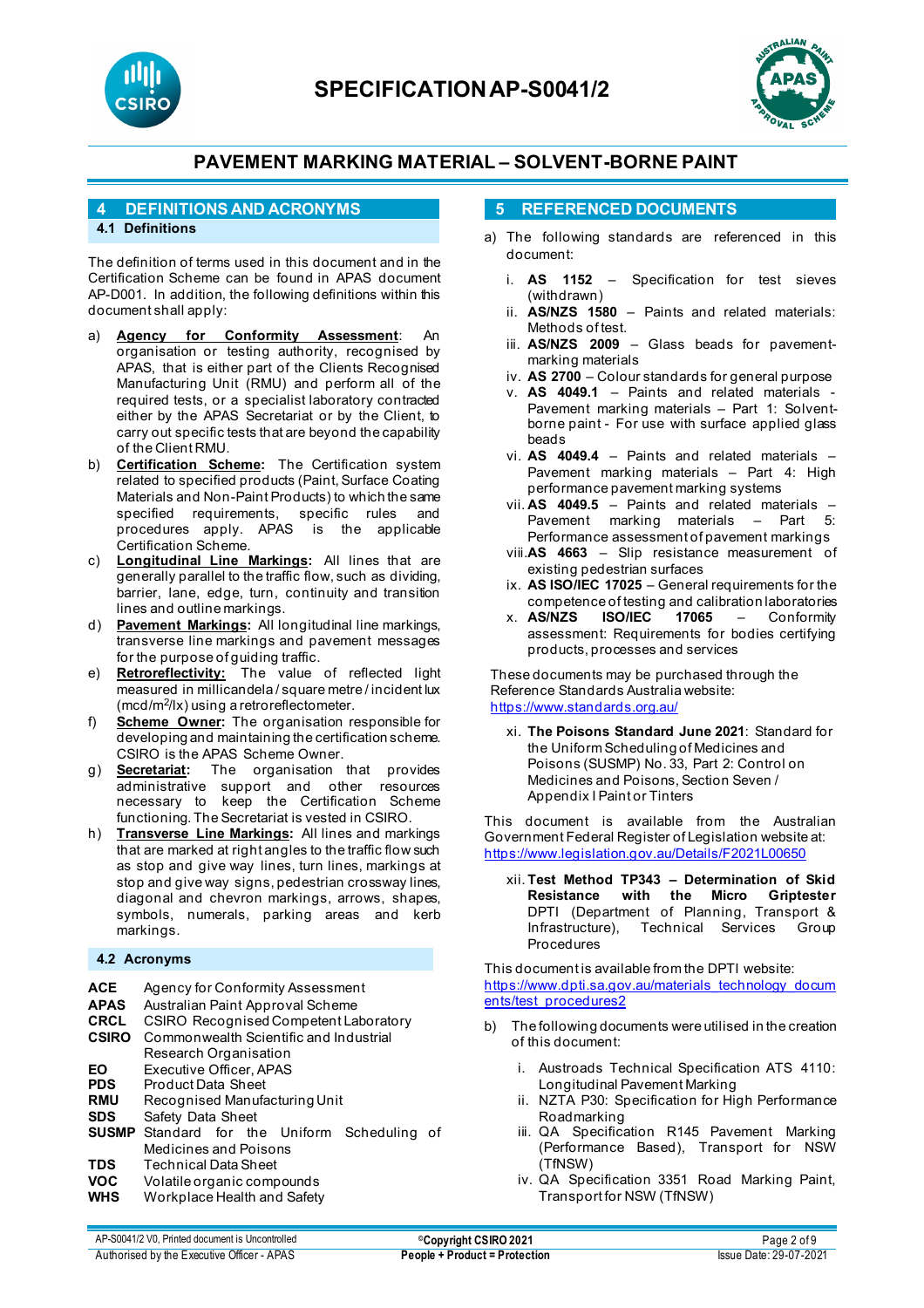## 4 DEFINITIONS AND ACRONYMS

### 4.1 Definitions

The definition of terms used in this document and in the Certification Scheme can be found in APAS document AP-D001. In addition, the following definitions within this document shall apply:

a) **Agency for Conformity Assessment**: An organisation or testing authority, recognised by APAS, that is either part of the Clients Recognised Manufacturing Unit (RMU) and perform all of the required tests, or a specialist laboratory contracted either by the APAS Secretariat or by the Client, to carry out specific tests that are beyond the capability of the Client RMU.
b) **Certification Scheme:** The Certification system related to specified products (Paint, Surface Coating Materials and Non-Paint Products) to which the same specified requirements, specific rules and procedures apply. APAS is the applicable Certification Scheme.
c) **Longitudinal Line Markings:** All lines that are generally parallel to the traffic flow, such as dividing, barrier, lane, edge, turn, continuity and transition lines and outline markings.
d) **Pavement Markings:** All longitudinal line markings, transverse line markings and pavement messages for the purpose of guiding traffic.
e) **Retroreflectivity:** The value of reflected light measured in millicandela / square metre / incident lux (mcd/m²/lx) using a retroreflectometer.
f) **Scheme Owner:** The organisation responsible for developing and maintaining the certification scheme. CSIRO is the APAS Scheme Owner.
g) **Secretariat:** The organisation that provides administrative support and other resources necessary to keep the Certification Scheme functioning. The Secretariat is vested in CSIRO.
h) **Transverse Line Markings:** All lines and markings that are marked at right angles to the traffic flow such as stop and give way lines, turn lines, markings at stop and give way signs, pedestrian crossway lines, diagonal and chevron markings, arrows, shapes, symbols, numerals, parking areas and kerb markings.

### 4.2 Acronyms

| | |
|---|---|
| **ACE** | Agency for Conformity Assessment |
| **APAS** | Australian Paint Approval Scheme |
| **CRCL** | CSIRO Recognised Competent Laboratory |
| **CSIRO** | Commonwealth Scientific and Industrial Research Organisation |
| **EO** | Executive Officer, APAS |
| **PDS** | Product Data Sheet |
| **RMU** | Recognised Manufacturing Unit |
| **SDS** | Safety Data Sheet |
| **SUSMP** | Standard for the Uniform Scheduling of Medicines and Poisons |
| **TDS** | Technical Data Sheet |
| **VOC** | Volatile organic compounds |
| **WHS** | Workplace Health and Safety |

## 5 REFERENCED DOCUMENTS

a) The following standards are referenced in this document:

   i. **AS 1152** – Specification for test sieves (withdrawn)
   ii. **AS/NZS 1580** – Paints and related materials: Methods of test.
   iii. **AS/NZS 2009** – Glass beads for pavement-marking materials
   iv. **AS 2700** – Colour standards for general purpose
   v. **AS 4049.1** – Paints and related materials - Pavement marking materials – Part 1: Solvent-borne paint - For use with surface applied glass beads
   vi. **AS 4049.4** – Paints and related materials – Pavement marking materials – Part 4: High performance pavement marking systems
   vii. **AS 4049.5** – Paints and related materials – Pavement marking materials – Part 5: Performance assessment of pavement markings
   viii. **AS 4663** – Slip resistance measurement of existing pedestrian surfaces
   ix. **AS ISO/IEC 17025** – General requirements for the competence of testing and calibration laboratories
   x. **AS/NZS ISO/IEC 17065** – Conformity assessment: Requirements for bodies certifying products, processes and services

   These documents may be purchased through the Reference Standards Australia website: https://www.standards.org.au/

   xi. **The Poisons Standard June 2021**: Standard for the Uniform Scheduling of Medicines and Poisons (SUSMP) No. 33, Part 2: Control on Medicines and Poisons, Section Seven / Appendix I Paint or Tinters

   This document is available from the Australian Government Federal Register of Legislation website at: https://www.legislation.gov.au/Details/F2021L00650

   xii. **Test Method TP343 – Determination of Skid Resistance with the Micro Griptester** DPTI (Department of Planning, Transport & Infrastructure), Technical Services Group Procedures

   This document is available from the DPTI website: https://www.dpti.sa.gov.au/materials_technology_documents/test_procedures2

b) The following documents were utilised in the creation of this document:

   i. Austroads Technical Specification ATS 4110: Longitudinal Pavement Marking
   ii. NZTA P30: Specification for High Performance Roadmarking
   iii. QA Specification R145 Pavement Marking (Performance Based), Transport for NSW (TfNSW)
   iv. QA Specification 3351 Road Marking Paint, Transport for NSW (TfNSW)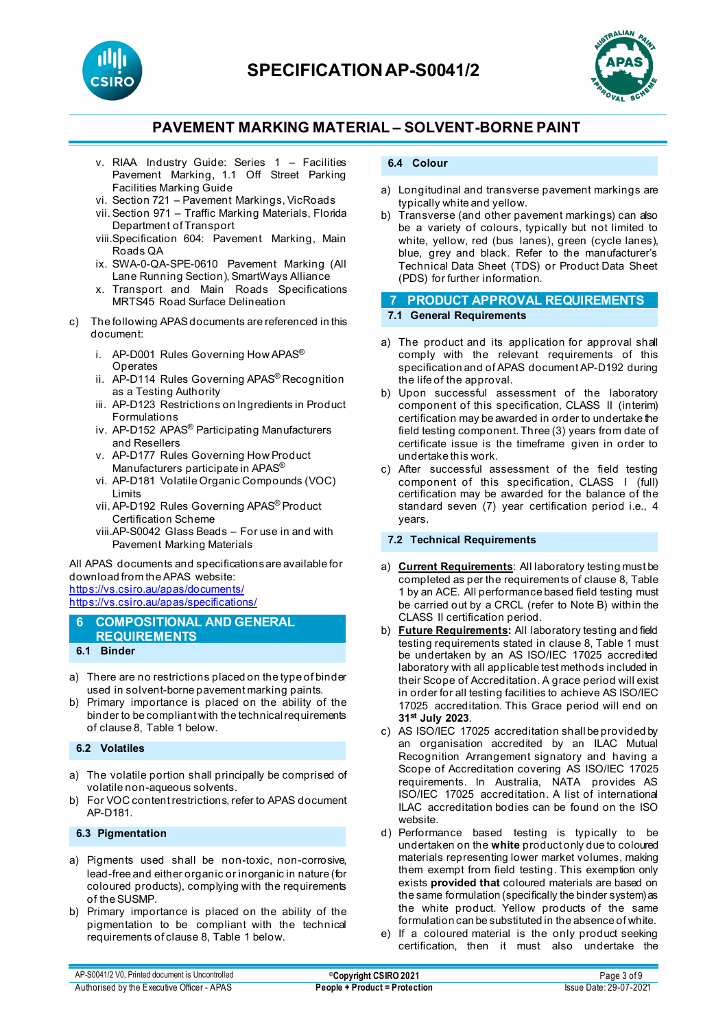v. RIAA Industry Guide: Series 1 – Facilities Pavement Marking, 1.1 Off Street Parking Facilities Marking Guide
vi. Section 721 – Pavement Markings, VicRoads
vii. Section 971 – Traffic Marking Materials, Florida Department of Transport
viii. Specification 604: Pavement Marking, Main Roads QA
ix. SWA-0-QA-SPE-0610 Pavement Marking (All Lane Running Section), SmartWays Alliance
x. Transport and Main Roads Specifications MRTS45 Road Surface Delineation

c) The following APAS documents are referenced in this document:

i. AP-D001 Rules Governing How APAS® Operates
ii. AP-D114 Rules Governing APAS® Recognition as a Testing Authority
iii. AP-D123 Restrictions on Ingredients in Product Formulations
iv. AP-D152 APAS® Participating Manufacturers and Resellers
v. AP-D177 Rules Governing How Product Manufacturers participate in APAS®
vi. AP-D181 Volatile Organic Compounds (VOC) Limits
vii. AP-D192 Rules Governing APAS® Product Certification Scheme
viii. AP-S0042 Glass Beads – For use in and with Pavement Marking Materials

All APAS documents and specifications are available for download from the APAS website:
https://vs.csiro.au/apas/documents/
https://vs.csiro.au/apas/specifications/

## 6 COMPOSITIONAL AND GENERAL REQUIREMENTS

### 6.1 Binder

a) There are no restrictions placed on the type of binder used in solvent-borne pavement marking paints.
b) Primary importance is placed on the ability of the binder to be compliant with the technical requirements of clause 8, Table 1 below.

### 6.2 Volatiles

a) The volatile portion shall principally be comprised of volatile non-aqueous solvents.
b) For VOC content restrictions, refer to APAS document AP-D181.

### 6.3 Pigmentation

a) Pigments used shall be non-toxic, non-corrosive, lead-free and either organic or inorganic in nature (for coloured products), complying with the requirements of the SUSMP.
b) Primary importance is placed on the ability of the pigmentation to be compliant with the technical requirements of clause 8, Table 1 below.

### 6.4 Colour

a) Longitudinal and transverse pavement markings are typically white and yellow.
b) Transverse (and other pavement markings) can also be a variety of colours, typically but not limited to white, yellow, red (bus lanes), green (cycle lanes), blue, grey and black. Refer to the manufacturer's Technical Data Sheet (TDS) or Product Data Sheet (PDS) for further information.

## 7 PRODUCT APPROVAL REQUIREMENTS

### 7.1 General Requirements

a) The product and its application for approval shall comply with the relevant requirements of this specification and of APAS document AP-D192 during the life of the approval.
b) Upon successful assessment of the laboratory component of this specification, CLASS II (interim) certification may be awarded in order to undertake the field testing component. Three (3) years from date of certificate issue is the timeframe given in order to undertake this work.
c) After successful assessment of the field testing component of this specification, CLASS I (full) certification may be awarded for the balance of the standard seven (7) year certification period i.e., 4 years.

### 7.2 Technical Requirements

a) **Current Requirements**: All laboratory testing must be completed as per the requirements of clause 8, Table 1 by an ACE. All performance based field testing must be carried out by a CRCL (refer to Note B) within the CLASS II certification period.
b) **Future Requirements:** All laboratory testing and field testing requirements stated in clause 8, Table 1 must be undertaken by an AS ISO/IEC 17025 accredited laboratory with all applicable test methods included in their Scope of Accreditation. A grace period will exist in order for all testing facilities to achieve AS ISO/IEC 17025 accreditation. This Grace period will end on **31st July 2023**.
c) AS ISO/IEC 17025 accreditation shall be provided by an organisation accredited by an ILAC Mutual Recognition Arrangement signatory and having a Scope of Accreditation covering AS ISO/IEC 17025 requirements. In Australia, NATA provides AS ISO/IEC 17025 accreditation. A list of international ILAC accreditation bodies can be found on the ISO website.
d) Performance based testing is typically to be undertaken on the **white** product only due to coloured materials representing lower market volumes, making them exempt from field testing. This exemption only exists **provided that** coloured materials are based on the same formulation (specifically the binder system) as the white product. Yellow products of the same formulation can be substituted in the absence of white.
e) If a coloured material is the only product seeking certification, then it must also undertake the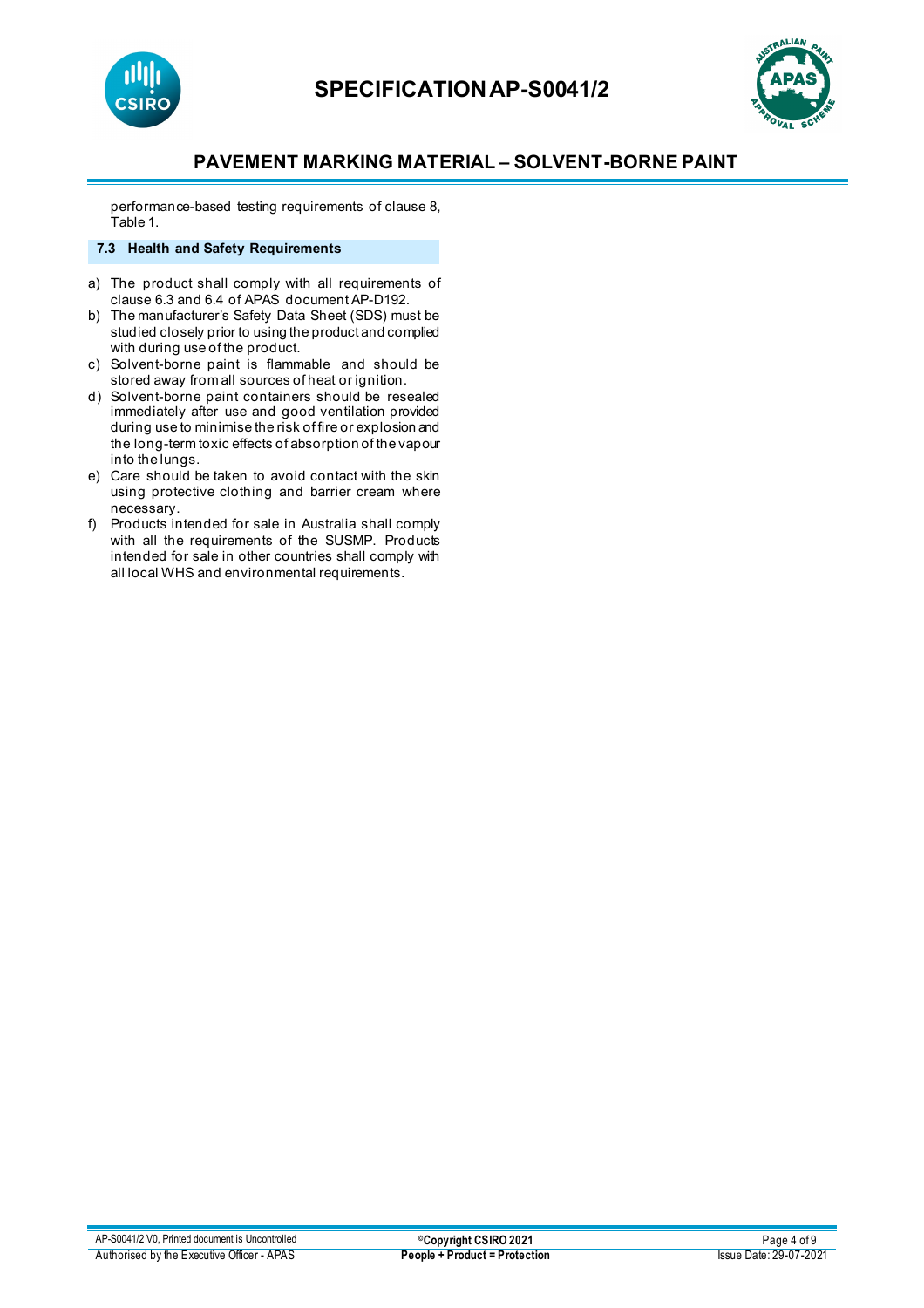performance-based testing requirements of clause 8, Table 1.

### 7.3 Health and Safety Requirements

a) The product shall comply with all requirements of clause 6.3 and 6.4 of APAS document AP-D192.
b) The manufacturer's Safety Data Sheet (SDS) must be studied closely prior to using the product and complied with during use of the product.
c) Solvent-borne paint is flammable and should be stored away from all sources of heat or ignition.
d) Solvent-borne paint containers should be resealed immediately after use and good ventilation provided during use to minimise the risk of fire or explosion and the long-term toxic effects of absorption of the vapour into the lungs.
e) Care should be taken to avoid contact with the skin using protective clothing and barrier cream where necessary.
f) Products intended for sale in Australia shall comply with all the requirements of the SUSMP. Products intended for sale in other countries shall comply with all local WHS and environmental requirements.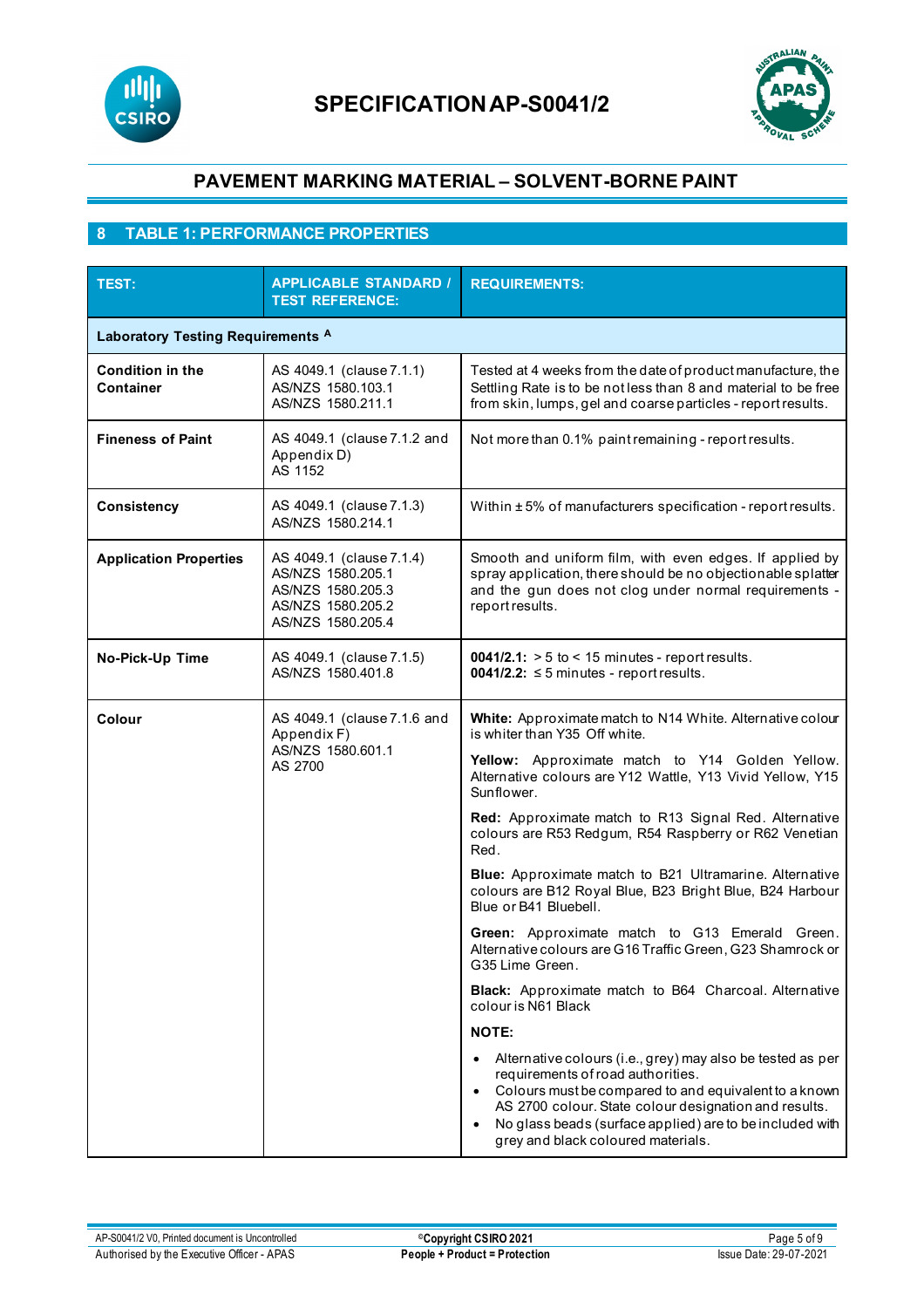# SPECIFICATION AP-S0041/2

## PAVEMENT MARKING MATERIAL – SOLVENT-BORNE PAINT

## 8 TABLE 1: PERFORMANCE PROPERTIES

| TEST: | APPLICABLE STANDARD / TEST REFERENCE: | REQUIREMENTS: |
|---|---|---|
| **Laboratory Testing Requirements** [A] | | |
| **Condition in the Container** | AS 4049.1 (clause 7.1.1)<br>AS/NZS 1580.103.1<br>AS/NZS 1580.211.1 | Tested at 4 weeks from the date of product manufacture, the Settling Rate is to be not less than 8 and material to be free from skin, lumps, gel and coarse particles - report results. |
| **Fineness of Paint** | AS 4049.1 (clause 7.1.2 and Appendix D)<br>AS 1152 | Not more than 0.1% paint remaining - report results. |
| **Consistency** | AS 4049.1 (clause 7.1.3)<br>AS/NZS 1580.214.1 | Within ± 5% of manufacturers specification - report results. |
| **Application Properties** | AS 4049.1 (clause 7.1.4)<br>AS/NZS 1580.205.1<br>AS/NZS 1580.205.3<br>AS/NZS 1580.205.2<br>AS/NZS 1580.205.4 | Smooth and uniform film, with even edges. If applied by spray application, there should be no objectionable splatter and the gun does not clog under normal requirements - report results. |
| **No-Pick-Up Time** | AS 4049.1 (clause 7.1.5)<br>AS/NZS 1580.401.8 | **0041/2.1:** > 5 to < 15 minutes - report results.<br>**0041/2.2:** ≤ 5 minutes - report results. |
| **Colour** | AS 4049.1 (clause 7.1.6 and Appendix F)<br>AS/NZS 1580.601.1<br>AS 2700 | **White:** Approximate match to N14 White. Alternative colour is whiter than Y35 Off white.<br><br>**Yellow:** Approximate match to Y14 Golden Yellow. Alternative colours are Y12 Wattle, Y13 Vivid Yellow, Y15 Sunflower.<br><br>**Red:** Approximate match to R13 Signal Red. Alternative colours are R53 Redgum, R54 Raspberry or R62 Venetian Red.<br><br>**Blue:** Approximate match to B21 Ultramarine. Alternative colours are B12 Royal Blue, B23 Bright Blue, B24 Harbour Blue or B41 Bluebell.<br><br>**Green:** Approximate match to G13 Emerald Green. Alternative colours are G16 Traffic Green, G23 Shamrock or G35 Lime Green.<br><br>**Black:** Approximate match to B64 Charcoal. Alternative colour is N61 Black<br><br>**NOTE:**<br>• Alternative colours (i.e., grey) may also be tested as per requirements of road authorities.<br>• Colours must be compared to and equivalent to a known AS 2700 colour. State colour designation and results.<br>• No glass beads (surface applied) are to be included with grey and black coloured materials. |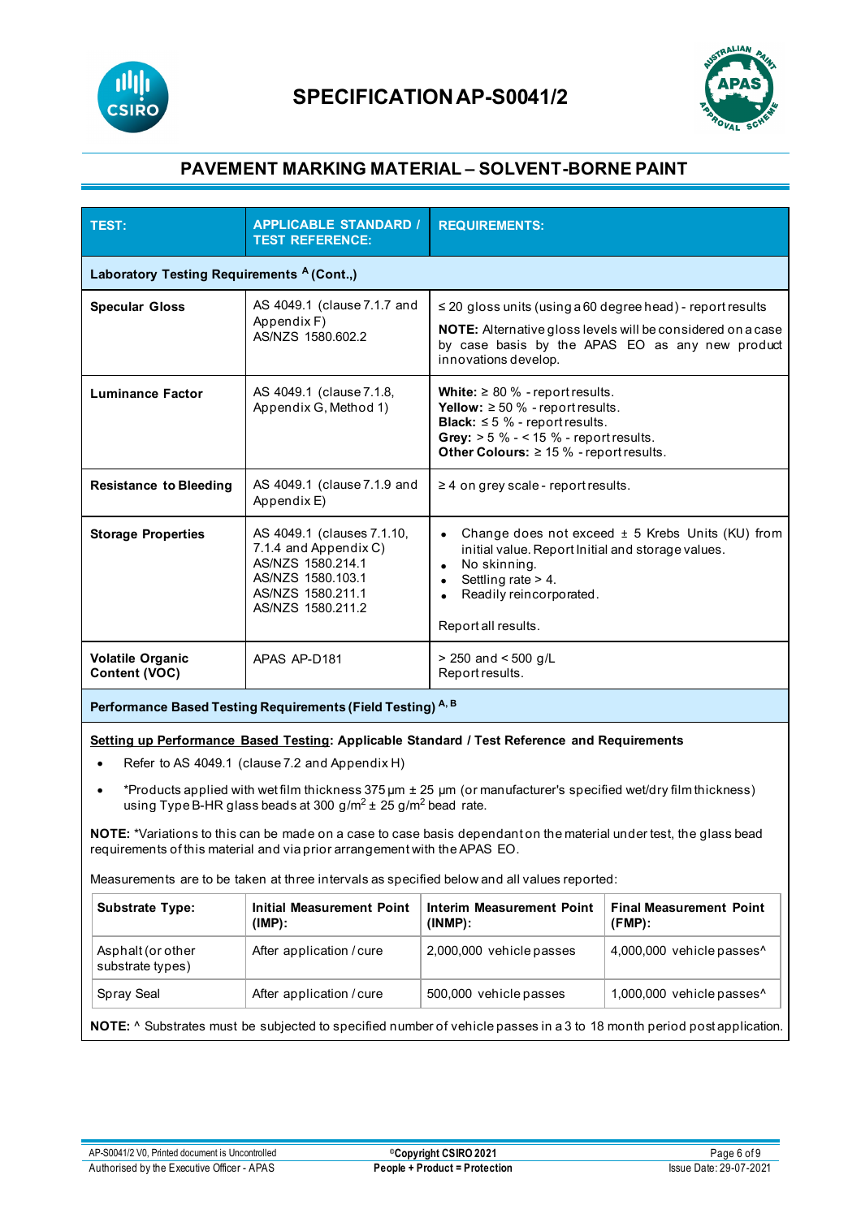# SPECIFICATION AP-S0041/2

## PAVEMENT MARKING MATERIAL – SOLVENT-BORNE PAINT

| TEST: | APPLICABLE STANDARD / TEST REFERENCE: | REQUIREMENTS: |
|---|---|---|
| **Laboratory Testing Requirements [A] (Cont.,)** | | |
| **Specular Gloss** | AS 4049.1 (clause 7.1.7 and Appendix F)<br>AS/NZS 1580.602.2 | ≤ 20 gloss units (using a 60 degree head) - report results<br>**NOTE:** Alternative gloss levels will be considered on a case by case basis by the APAS EO as any new product innovations develop. |
| **Luminance Factor** | AS 4049.1 (clause 7.1.8, Appendix G, Method 1) | **White:** ≥ 80 % - report results.<br>**Yellow:** ≥ 50 % - report results.<br>**Black:** ≤ 5 % - report results.<br>**Grey:** > 5 % - < 15 % - report results.<br>**Other Colours:** ≥ 15 % - report results. |
| **Resistance to Bleeding** | AS 4049.1 (clause 7.1.9 and Appendix E) | ≥ 4 on grey scale - report results. |
| **Storage Properties** | AS 4049.1 (clauses 7.1.10, 7.1.4 and Appendix C)<br>AS/NZS 1580.214.1<br>AS/NZS 1580.103.1<br>AS/NZS 1580.211.1<br>AS/NZS 1580.211.2 | • Change does not exceed ± 5 Krebs Units (KU) from initial value. Report Initial and storage values.<br>• No skinning.<br>• Settling rate > 4.<br>• Readily reincorporated.<br><br>Report all results. |
| **Volatile Organic Content (VOC)** | APAS AP-D181 | > 250 and < 500 g/L<br>Report results. |
| **Performance Based Testing Requirements (Field Testing) [A, B]** | | |

**Setting up Performance Based Testing: Applicable Standard / Test Reference and Requirements**

- Refer to AS 4049.1 (clause 7.2 and Appendix H)
- *Products applied with wet film thickness 375 µm ± 25 µm (or manufacturer's specified wet/dry film thickness) using Type B-HR glass beads at 300 g/m$^2$ ± 25 g/m$^2$ bead rate.

**NOTE:** *Variations to this can be made on a case to case basis dependant on the material under test, the glass bead requirements of this material and via prior arrangement with the APAS EO.

Measurements are to be taken at three intervals as specified below and all values reported:

| Substrate Type: | Initial Measurement Point (IMP): | Interim Measurement Point (INMP): | Final Measurement Point (FMP): |
|---|---|---|---|
| Asphalt (or other substrate types) | After application / cure | 2,000,000 vehicle passes | 4,000,000 vehicle passes^ |
| Spray Seal | After application / cure | 500,000 vehicle passes | 1,000,000 vehicle passes^ |

**NOTE:** ^ Substrates must be subjected to specified number of vehicle passes in a 3 to 18 month period post application.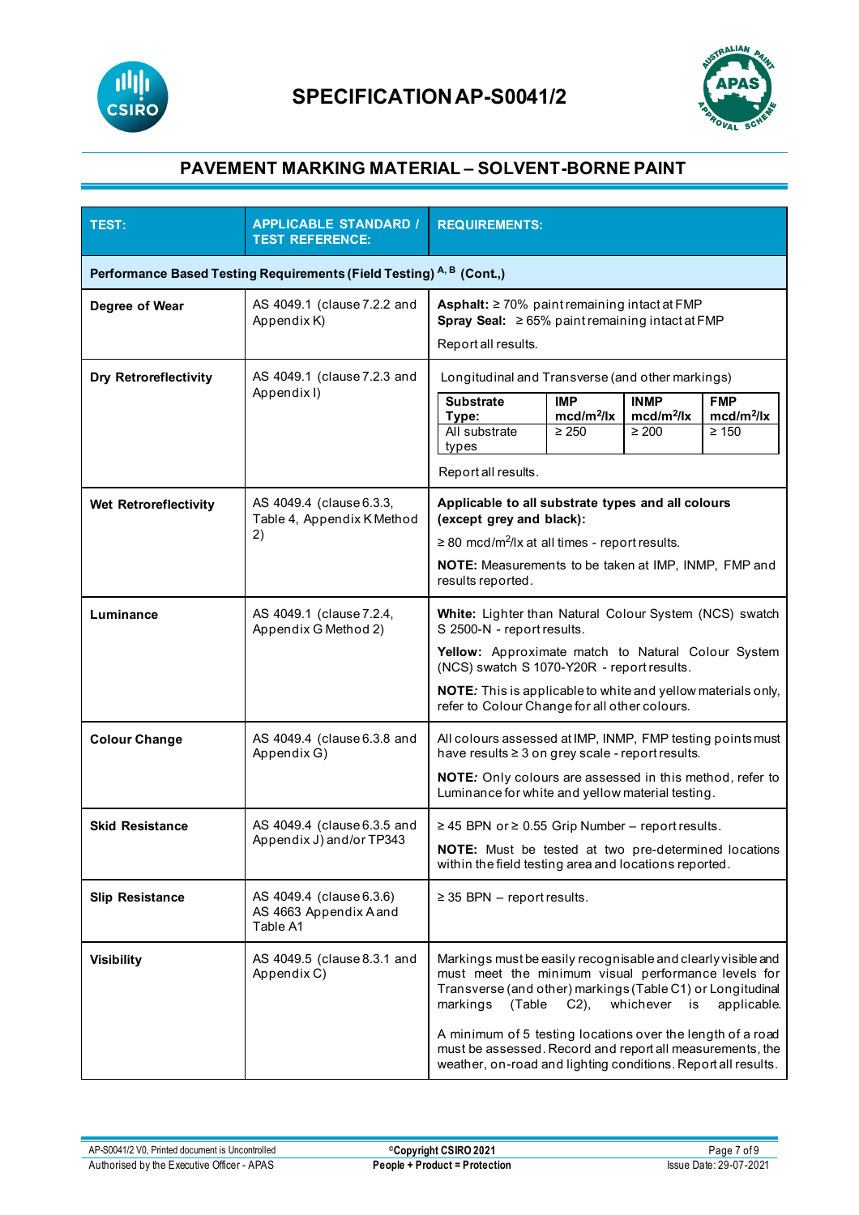# SPECIFICATION AP-S0041/2

## PAVEMENT MARKING MATERIAL – SOLVENT-BORNE PAINT

| TEST: | APPLICABLE STANDARD / TEST REFERENCE: | REQUIREMENTS: |
|---|---|---|
| **Performance Based Testing Requirements (Field Testing) [A, B] (Cont.,)** | | |
| **Degree of Wear** | AS 4049.1 (clause 7.2.2 and Appendix K) | **Asphalt:** ≥ 70% paint remaining intact at FMP<br>**Spray Seal:** ≥ 65% paint remaining intact at FMP<br><br>Report all results. |
| **Dry Retroreflectivity** | AS 4049.1 (clause 7.2.3 and Appendix I) | Longitudinal and Transverse (and other markings)<br><br>**Substrate Type:** All substrate types — **IMP** $mcd/m^2/lx$: ≥ 250; **INMP** $mcd/m^2/lx$: ≥ 200; **FMP** $mcd/m^2/lx$: ≥ 150<br><br>Report all results. |
| **Wet Retroreflectivity** | AS 4049.4 (clause 6.3.3, Table 4, Appendix K Method 2) | **Applicable to all substrate types and all colours (except grey and black):**<br><br>≥ 80 $mcd/m^2/lx$ at all times - report results.<br><br>**NOTE:** Measurements to be taken at IMP, INMP, FMP and results reported. |
| **Luminance** | AS 4049.1 (clause 7.2.4, Appendix G Method 2) | **White:** Lighter than Natural Colour System (NCS) swatch S 2500-N - report results.<br><br>**Yellow:** Approximate match to Natural Colour System (NCS) swatch S 1070-Y20R - report results.<br><br>**NOTE:** This is applicable to white and yellow materials only, refer to Colour Change for all other colours. |
| **Colour Change** | AS 4049.4 (clause 6.3.8 and Appendix G) | All colours assessed at IMP, INMP, FMP testing points must have results ≥ 3 on grey scale - report results.<br><br>**NOTE:** Only colours are assessed in this method, refer to Luminance for white and yellow material testing. |
| **Skid Resistance** | AS 4049.4 (clause 6.3.5 and Appendix J) and/or TP343 | ≥ 45 BPN or ≥ 0.55 Grip Number – report results.<br><br>**NOTE:** Must be tested at two pre-determined locations within the field testing area and locations reported. |
| **Slip Resistance** | AS 4049.4 (clause 6.3.6)<br>AS 4663 Appendix A and Table A1 | ≥ 35 BPN – report results. |
| **Visibility** | AS 4049.5 (clause 8.3.1 and Appendix C) | Markings must be easily recognisable and clearly visible and must meet the minimum visual performance levels for Transverse (and other) markings (Table C1) or Longitudinal markings (Table C2), whichever is applicable.<br><br>A minimum of 5 testing locations over the length of a road must be assessed. Record and report all measurements, the weather, on-road and lighting conditions. Report all results. |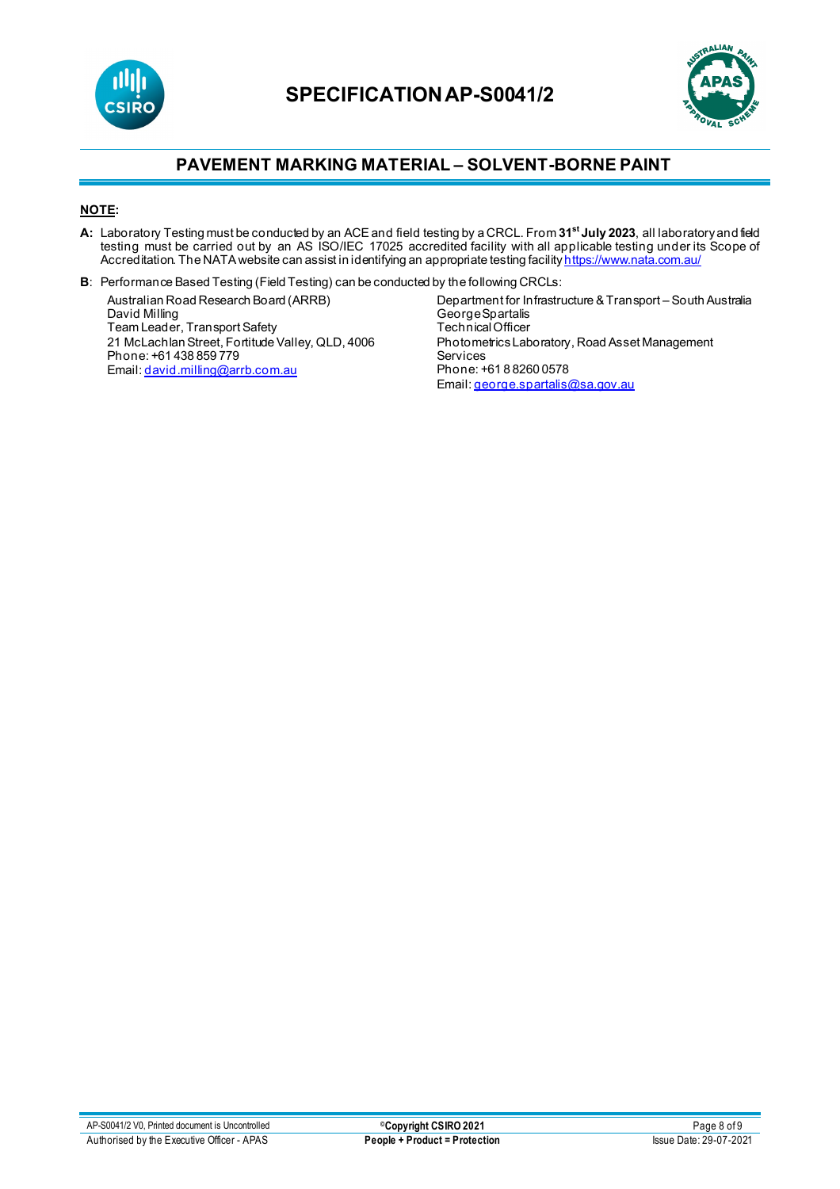**NOTE**:

**A:** Laboratory Testing must be conducted by an ACE and field testing by a CRCL. From **31st July 2023**, all laboratory and field testing must be carried out by an AS ISO/IEC 17025 accredited facility with all applicable testing under its Scope of Accreditation. The NATA website can assist in identifying an appropriate testing facility https://www.nata.com.au/

**B**: Performance Based Testing (Field Testing) can be conducted by the following CRCLs:

Australian Road Research Board (ARRB)
David Milling
Team Leader, Transport Safety
21 McLachlan Street, Fortitude Valley, QLD, 4006
Phone: +61 438 859 779
Email: david.milling@arrb.com.au

Department for Infrastructure & Transport – South Australia
George Spartalis
Technical Officer
Photometrics Laboratory, Road Asset Management Services
Phone: +61 8 8260 0578
Email: george.spartalis@sa.gov.au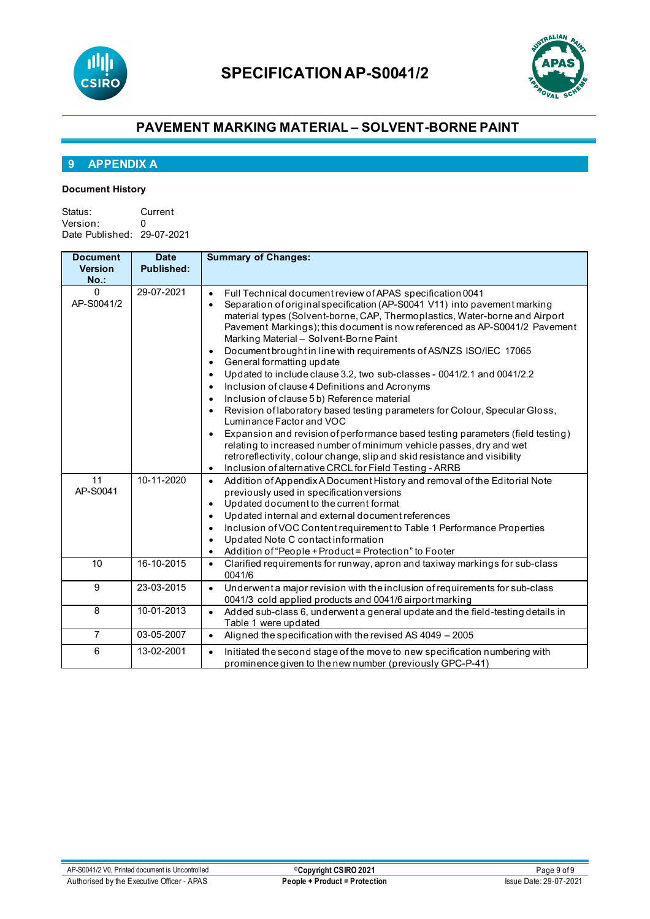# 9 APPENDIX A

**Document History**

Status: Current
Version: 0
Date Published: 29-07-2021

| Document Version No.: | Date Published: | Summary of Changes: |
|---|---|---|
| 0<br>AP-S0041/2 | 29-07-2021 | • Full Technical document review of APAS specification 0041<br>• Separation of original specification (AP-S0041 V11) into pavement marking material types (Solvent-borne, CAP, Thermoplastics, Water-borne and Airport Pavement Markings); this document is now referenced as AP-S0041/2 Pavement Marking Material – Solvent-Borne Paint<br>• Document brought in line with requirements of AS/NZS ISO/IEC 17065<br>• General formatting update<br>• Updated to include clause 3.2, two sub-classes - 0041/2.1 and 0041/2.2<br>• Inclusion of clause 4 Definitions and Acronyms<br>• Inclusion of clause 5 b) Reference material<br>• Revision of laboratory based testing parameters for Colour, Specular Gloss, Luminance Factor and VOC<br>• Expansion and revision of performance based testing parameters (field testing) relating to increased number of minimum vehicle passes, dry and wet retroreflectivity, colour change, slip and skid resistance and visibility<br>• Inclusion of alternative CRCL for Field Testing - ARRB |
| 11<br>AP-S0041 | 10-11-2020 | • Addition of Appendix A Document History and removal of the Editorial Note previously used in specification versions<br>• Updated document to the current format<br>• Updated internal and external document references<br>• Inclusion of VOC Content requirement to Table 1 Performance Properties<br>• Updated Note C contact information<br>• Addition of "People + Product = Protection" to Footer |
| 10 | 16-10-2015 | • Clarified requirements for runway, apron and taxiway markings for sub-class 0041/6 |
| 9 | 23-03-2015 | • Underwent a major revision with the inclusion of requirements for sub-class 0041/3 cold applied products and 0041/6 airport marking |
| 8 | 10-01-2013 | • Added sub-class 6, underwent a general update and the field-testing details in Table 1 were updated |
| 7 | 03-05-2007 | • Aligned the specification with the revised AS 4049 – 2005 |
| 6 | 13-02-2001 | • Initiated the second stage of the move to new specification numbering with prominence given to the new number (previously GPC-P-41) |